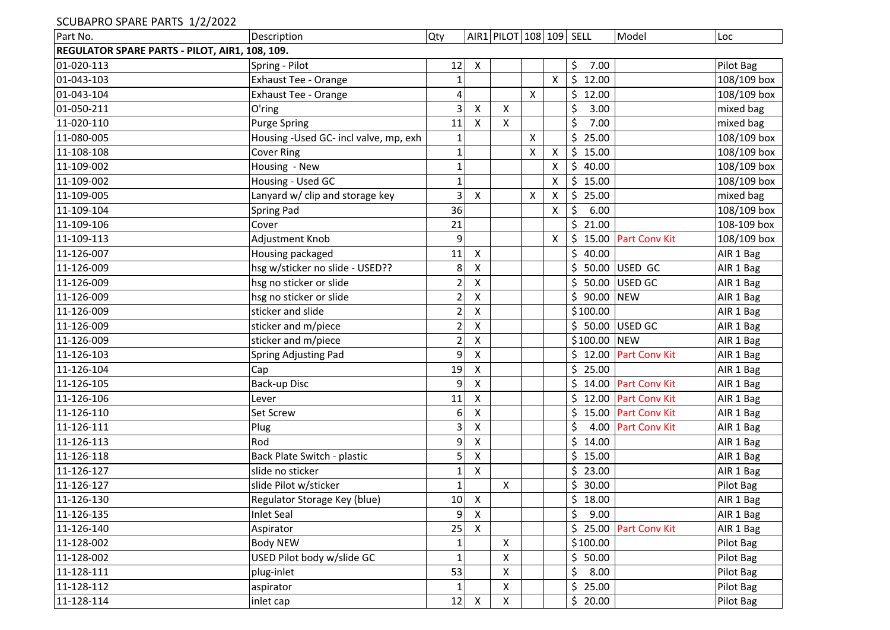SCUBAPRO SPARE PARTS 1/2/2022

| Part No. | Description | Qty | AIR1 | PILOT | 108 | 109 | SELL | Model | Loc |
|---|---|---|---|---|---|---|---|---|---|
| **REGULATOR SPARE PARTS - PILOT, AIR1, 108, 109.** | | | | | | | | | |
| 01-020-113 | Spring - Pilot | 12 | X | | | | $ 7.00 | | Pilot Bag |
| 01-043-103 | Exhaust Tee - Orange | 1 | | | | X | $ 12.00 | | 108/109 box |
| 01-043-104 | Exhaust Tee - Orange | 4 | | | X | | $ 12.00 | | 108/109 box |
| 01-050-211 | O'ring | 3 | X | X | | | $ 3.00 | | mixed bag |
| 11-020-110 | Purge Spring | 11 | X | X | | | $ 7.00 | | mixed bag |
| 11-080-005 | Housing -Used GC- incl valve, mp, exh | 1 | | | X | | $ 25.00 | | 108/109 box |
| 11-108-108 | Cover Ring | 1 | | | X | X | $ 15.00 | | 108/109 box |
| 11-109-002 | Housing - New | 1 | | | | X | $ 40.00 | | 108/109 box |
| 11-109-002 | Housing - Used GC | 1 | | | | X | $ 15.00 | | 108/109 box |
| 11-109-005 | Lanyard w/ clip and storage key | 3 | X | | X | X | $ 25.00 | | mixed bag |
| 11-109-104 | Spring Pad | 36 | | | | X | $ 6.00 | | 108/109 box |
| 11-109-106 | Cover | 21 | | | | | $ 21.00 | | 108-109 box |
| 11-109-113 | Adjustment Knob | 9 | | | | X | $ 15.00 | Part Conv Kit | 108/109 box |
| 11-126-007 | Housing packaged | 11 | X | | | | $ 40.00 | | AIR 1 Bag |
| 11-126-009 | hsg w/sticker no slide - USED?? | 8 | X | | | | $ 50.00 | USED GC | AIR 1 Bag |
| 11-126-009 | hsg no sticker or slide | 2 | X | | | | $ 50.00 | USED GC | AIR 1 Bag |
| 11-126-009 | hsg no sticker or slide | 2 | X | | | | $ 90.00 | NEW | AIR 1 Bag |
| 11-126-009 | sticker and slide | 2 | X | | | | $100.00 | | AIR 1 Bag |
| 11-126-009 | sticker and m/piece | 2 | X | | | | $ 50.00 | USED GC | AIR 1 Bag |
| 11-126-009 | sticker and m/piece | 2 | X | | | | $100.00 | NEW | AIR 1 Bag |
| 11-126-103 | Spring Adjusting Pad | 9 | X | | | | $ 12.00 | Part Conv Kit | AIR 1 Bag |
| 11-126-104 | Cap | 19 | X | | | | $ 25.00 | | AIR 1 Bag |
| 11-126-105 | Back-up Disc | 9 | X | | | | $ 14.00 | Part Conv Kit | AIR 1 Bag |
| 11-126-106 | Lever | 11 | X | | | | $ 12.00 | Part Conv Kit | AIR 1 Bag |
| 11-126-110 | Set Screw | 6 | X | | | | $ 15.00 | Part Conv Kit | AIR 1 Bag |
| 11-126-111 | Plug | 3 | X | | | | $ 4.00 | Part Conv Kit | AIR 1 Bag |
| 11-126-113 | Rod | 9 | X | | | | $ 14.00 | | AIR 1 Bag |
| 11-126-118 | Back Plate Switch - plastic | 5 | X | | | | $ 15.00 | | AIR 1 Bag |
| 11-126-127 | slide no sticker | 1 | X | | | | $ 23.00 | | AIR 1 Bag |
| 11-126-127 | slide Pilot w/sticker | 1 | | X | | | $ 30.00 | | Pilot Bag |
| 11-126-130 | Regulator Storage Key (blue) | 10 | X | | | | $ 18.00 | | AIR 1 Bag |
| 11-126-135 | Inlet Seal | 9 | X | | | | $ 9.00 | | AIR 1 Bag |
| 11-126-140 | Aspirator | 25 | X | | | | $ 25.00 | Part Conv Kit | AIR 1 Bag |
| 11-128-002 | Body NEW | 1 | | X | | | $100.00 | | Pilot Bag |
| 11-128-002 | USED Pilot body w/slide GC | 1 | | X | | | $ 50.00 | | Pilot Bag |
| 11-128-111 | plug-inlet | 53 | | X | | | $ 8.00 | | Pilot Bag |
| 11-128-112 | aspirator | 1 | | X | | | $ 25.00 | | Pilot Bag |
| 11-128-114 | inlet cap | 12 | X | X | | | $ 20.00 | | Pilot Bag |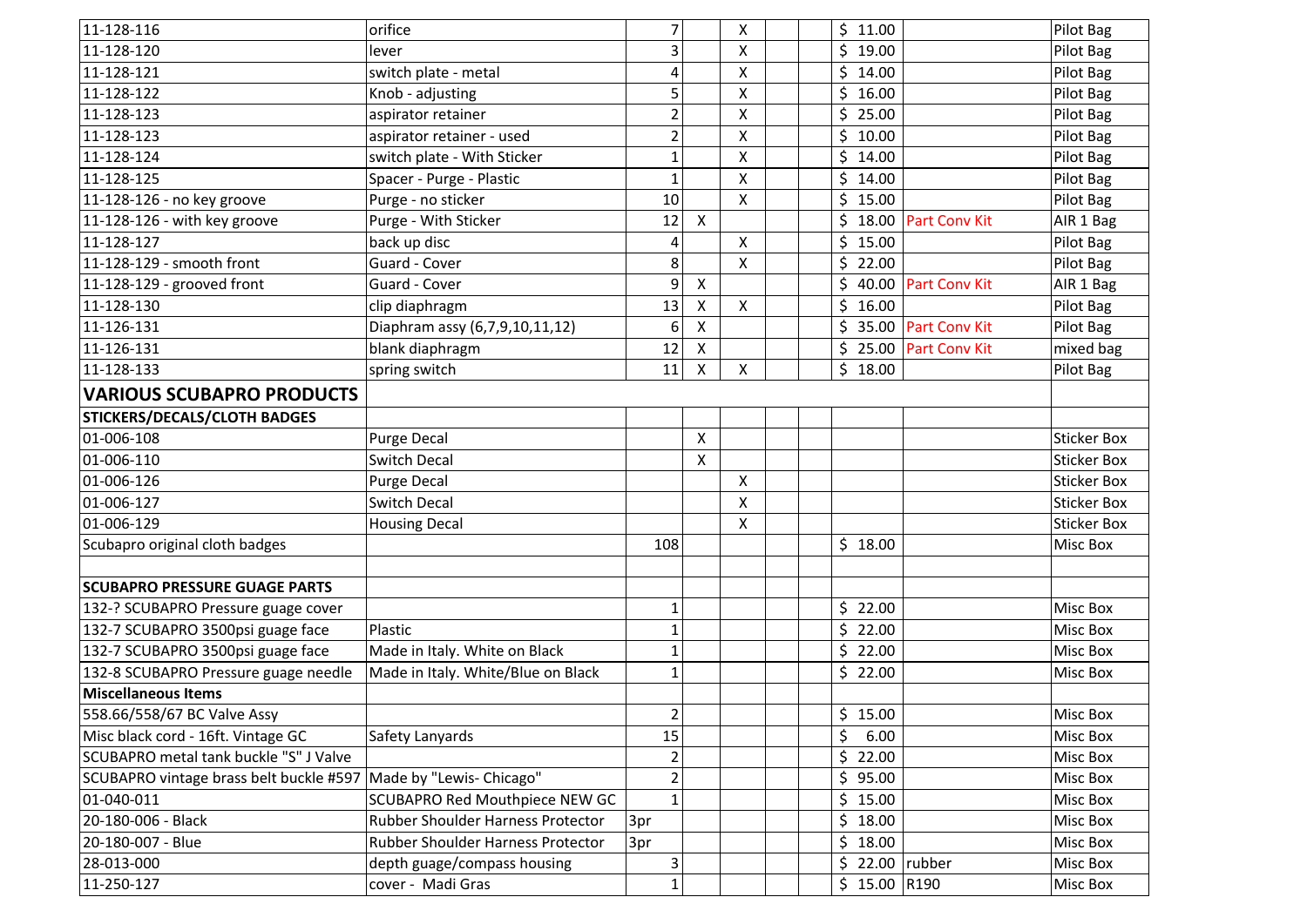| | | | | | | | | | |
|---|---|---|---|---|---|---|---|---|---|
| 11-128-116 | orifice | 7 | | X | | | $ 11.00 | | Pilot Bag |
| 11-128-120 | lever | 3 | | X | | | $ 19.00 | | Pilot Bag |
| 11-128-121 | switch plate - metal | 4 | | X | | | $ 14.00 | | Pilot Bag |
| 11-128-122 | Knob - adjusting | 5 | | X | | | $ 16.00 | | Pilot Bag |
| 11-128-123 | aspirator retainer | 2 | | X | | | $ 25.00 | | Pilot Bag |
| 11-128-123 | aspirator retainer - used | 2 | | X | | | $ 10.00 | | Pilot Bag |
| 11-128-124 | switch plate - With Sticker | 1 | | X | | | $ 14.00 | | Pilot Bag |
| 11-128-125 | Spacer - Purge - Plastic | 1 | | X | | | $ 14.00 | | Pilot Bag |
| 11-128-126 - no key groove | Purge - no sticker | 10 | | X | | | $ 15.00 | | Pilot Bag |
| 11-128-126 - with key groove | Purge - With Sticker | 12 | X | | | | $ 18.00 | Part Conv Kit | AIR 1 Bag |
| 11-128-127 | back up disc | 4 | | X | | | $ 15.00 | | Pilot Bag |
| 11-128-129 - smooth front | Guard - Cover | 8 | | X | | | $ 22.00 | | Pilot Bag |
| 11-128-129 - grooved front | Guard - Cover | 9 | X | | | | $ 40.00 | Part Conv Kit | AIR 1 Bag |
| 11-128-130 | clip diaphragm | 13 | X | X | | | $ 16.00 | | Pilot Bag |
| 11-126-131 | Diaphram assy (6,7,9,10,11,12) | 6 | X | | | | $ 35.00 | Part Conv Kit | Pilot Bag |
| 11-126-131 | blank diaphragm | 12 | X | | | | $ 25.00 | Part Conv Kit | mixed bag |
| 11-128-133 | spring switch | 11 | X | X | | | $ 18.00 | | Pilot Bag |
| **VARIOUS SCUBAPRO PRODUCTS** | | | | | | | | | |
| **STICKERS/DECALS/CLOTH BADGES** | | | | | | | | | |
| 01-006-108 | Purge Decal | | X | | | | | | Sticker Box |
| 01-006-110 | Switch Decal | | X | | | | | | Sticker Box |
| 01-006-126 | Purge Decal | | | X | | | | | Sticker Box |
| 01-006-127 | Switch Decal | | | X | | | | | Sticker Box |
| 01-006-129 | Housing Decal | | | X | | | | | Sticker Box |
| Scubapro original cloth badges | | 108 | | | | | $ 18.00 | | Misc Box |
| | | | | | | | | | |
| **SCUBAPRO PRESSURE GUAGE PARTS** | | | | | | | | | |
| 132-? SCUBAPRO Pressure guage cover | | 1 | | | | | $ 22.00 | | Misc Box |
| 132-7 SCUBAPRO 3500psi guage face | Plastic | 1 | | | | | $ 22.00 | | Misc Box |
| 132-7 SCUBAPRO 3500psi guage face | Made in Italy. White on Black | 1 | | | | | $ 22.00 | | Misc Box |
| 132-8 SCUBAPRO Pressure guage needle | Made in Italy. White/Blue on Black | 1 | | | | | $ 22.00 | | Misc Box |
| **Miscellaneous Items** | | | | | | | | | |
| 558.66/558/67 BC Valve Assy | | 2 | | | | | $ 15.00 | | Misc Box |
| Misc black cord - 16ft. Vintage GC | Safety Lanyards | 15 | | | | | $ 6.00 | | Misc Box |
| SCUBAPRO metal tank buckle "S" J Valve | | 2 | | | | | $ 22.00 | | Misc Box |
| SCUBAPRO vintage brass belt buckle #597 | Made by "Lewis- Chicago" | 2 | | | | | $ 95.00 | | Misc Box |
| 01-040-011 | SCUBAPRO Red Mouthpiece NEW GC | 1 | | | | | $ 15.00 | | Misc Box |
| 20-180-006 - Black | Rubber Shoulder Harness Protector | 3pr | | | | | $ 18.00 | | Misc Box |
| 20-180-007 - Blue | Rubber Shoulder Harness Protector | 3pr | | | | | $ 18.00 | | Misc Box |
| 28-013-000 | depth guage/compass housing | 3 | | | | | $ 22.00 | rubber | Misc Box |
| 11-250-127 | cover - Madi Gras | 1 | | | | | $ 15.00 | R190 | Misc Box |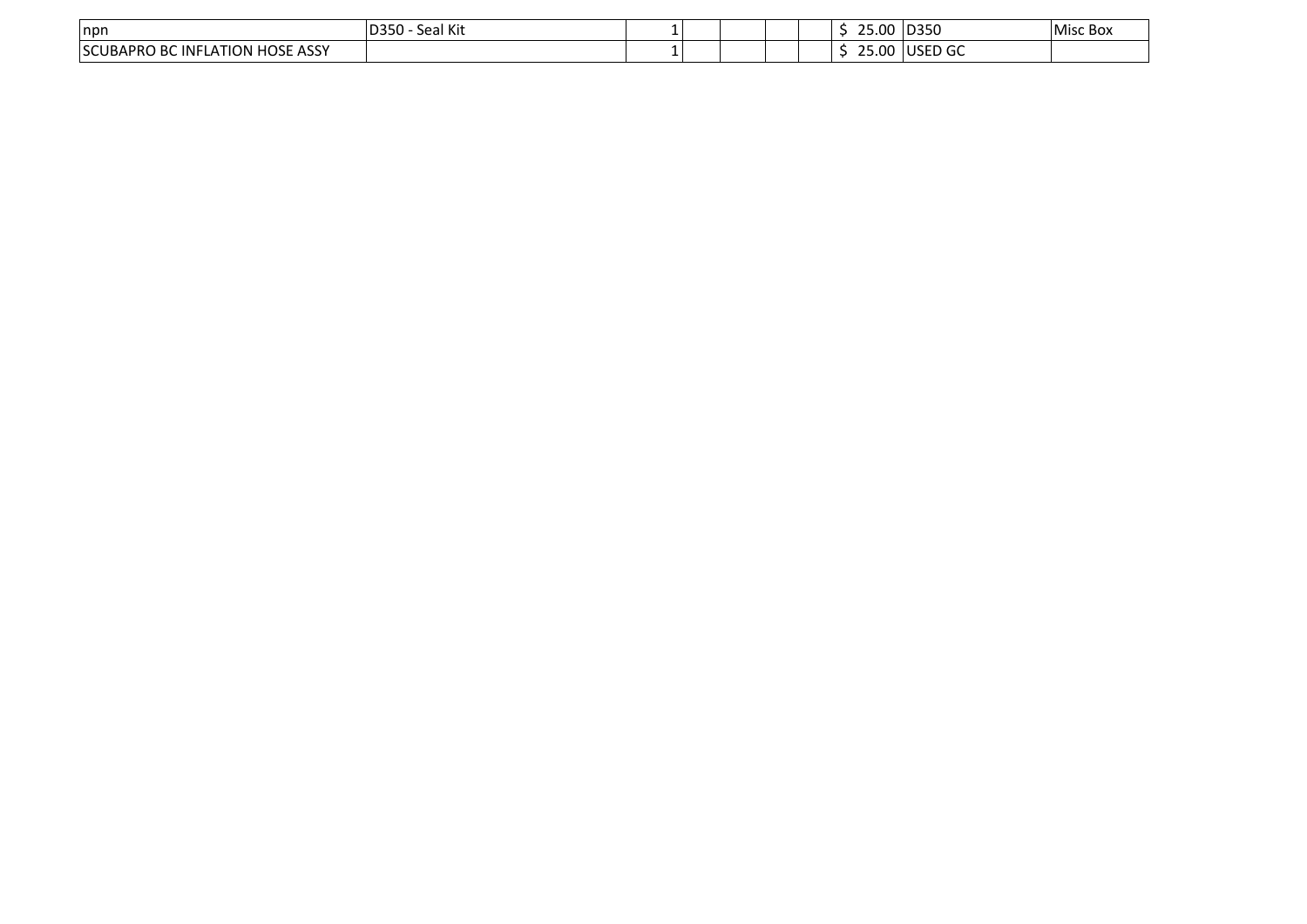| | | | | | | | | | |
|---|---|---|---|---|---|---|---|---|---|
| npn | D350 - Seal Kit | 1 | | | | | $ 25.00 | D350 | Misc Box |
| SCUBAPRO BC INFLATION HOSE ASSY | | 1 | | | | | $ 25.00 | USED GC | |